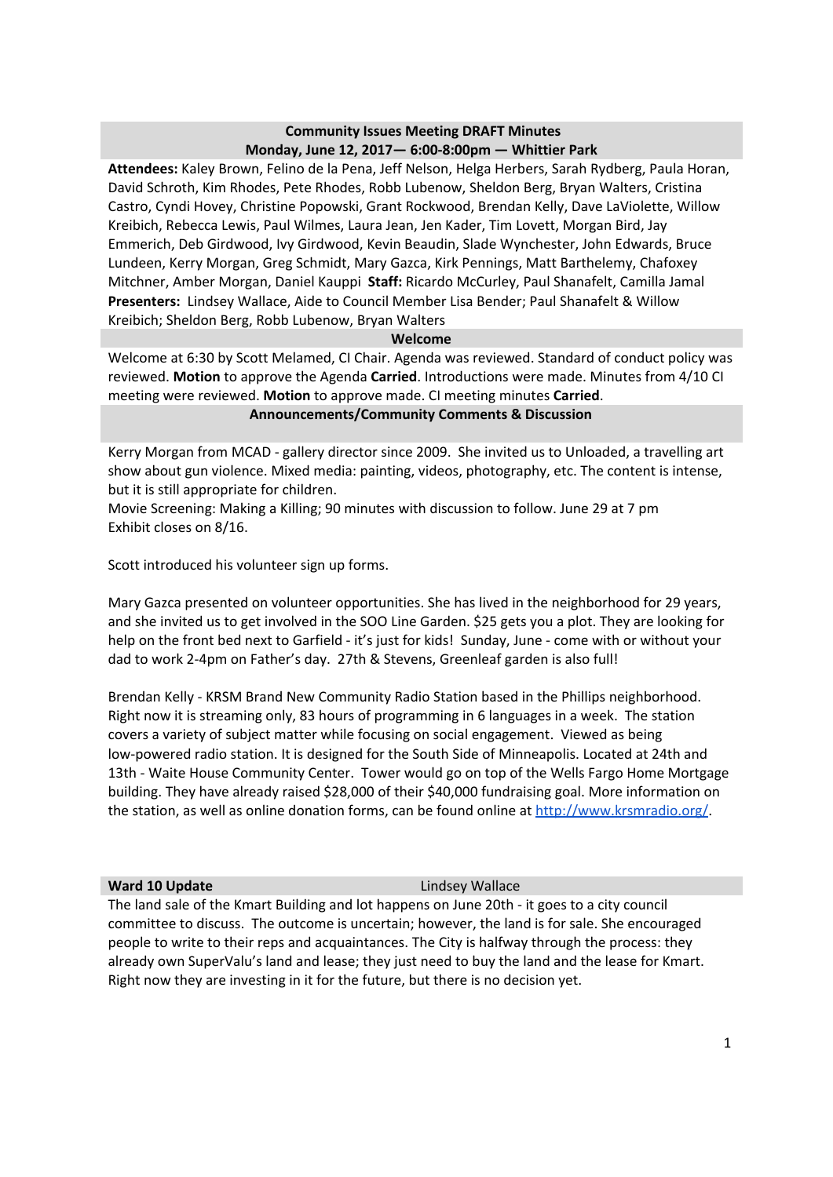## Community Issues Meeting DRAFT Minutes
## Monday, June 12, 2017— 6:00-8:00pm — Whittier Park

**Attendees:** Kaley Brown, Felino de la Pena, Jeff Nelson, Helga Herbers, Sarah Rydberg, Paula Horan, David Schroth, Kim Rhodes, Pete Rhodes, Robb Lubenow, Sheldon Berg, Bryan Walters, Cristina Castro, Cyndi Hovey, Christine Popowski, Grant Rockwood, Brendan Kelly, Dave LaViolette, Willow Kreibich, Rebecca Lewis, Paul Wilmes, Laura Jean, Jen Kader, Tim Lovett, Morgan Bird, Jay Emmerich, Deb Girdwood, Ivy Girdwood, Kevin Beaudin, Slade Wynchester, John Edwards, Bruce Lundeen, Kerry Morgan, Greg Schmidt, Mary Gazca, Kirk Pennings, Matt Barthelemy, Chafoxey Mitchner, Amber Morgan, Daniel Kauppi **Staff:** Ricardo McCurley, Paul Shanafelt, Camilla Jamal
**Presenters:** Lindsey Wallace, Aide to Council Member Lisa Bender; Paul Shanafelt & Willow Kreibich; Sheldon Berg, Robb Lubenow, Bryan Walters

### Welcome

Welcome at 6:30 by Scott Melamed, CI Chair. Agenda was reviewed. Standard of conduct policy was reviewed. **Motion** to approve the Agenda **Carried**. Introductions were made. Minutes from 4/10 CI meeting were reviewed. **Motion** to approve made. CI meeting minutes **Carried**.

### Announcements/Community Comments & Discussion

Kerry Morgan from MCAD - gallery director since 2009. She invited us to Unloaded, a travelling art show about gun violence. Mixed media: painting, videos, photography, etc. The content is intense, but it is still appropriate for children.
Movie Screening: Making a Killing; 90 minutes with discussion to follow. June 29 at 7 pm
Exhibit closes on 8/16.

Scott introduced his volunteer sign up forms.

Mary Gazca presented on volunteer opportunities. She has lived in the neighborhood for 29 years, and she invited us to get involved in the SOO Line Garden. $25 gets you a plot. They are looking for help on the front bed next to Garfield - it's just for kids! Sunday, June - come with or without your dad to work 2-4pm on Father's day. 27th & Stevens, Greenleaf garden is also full!

Brendan Kelly - KRSM Brand New Community Radio Station based in the Phillips neighborhood. Right now it is streaming only, 83 hours of programming in 6 languages in a week. The station covers a variety of subject matter while focusing on social engagement. Viewed as being low-powered radio station. It is designed for the South Side of Minneapolis. Located at 24th and 13th - Waite House Community Center. Tower would go on top of the Wells Fargo Home Mortgage building. They have already raised $28,000 of their $40,000 fundraising goal. More information on the station, as well as online donation forms, can be found online at http://www.krsmradio.org/.

### Ward 10 Update — Lindsey Wallace

The land sale of the Kmart Building and lot happens on June 20th - it goes to a city council committee to discuss. The outcome is uncertain; however, the land is for sale. She encouraged people to write to their reps and acquaintances. The City is halfway through the process: they already own SuperValu's land and lease; they just need to buy the land and the lease for Kmart. Right now they are investing in it for the future, but there is no decision yet.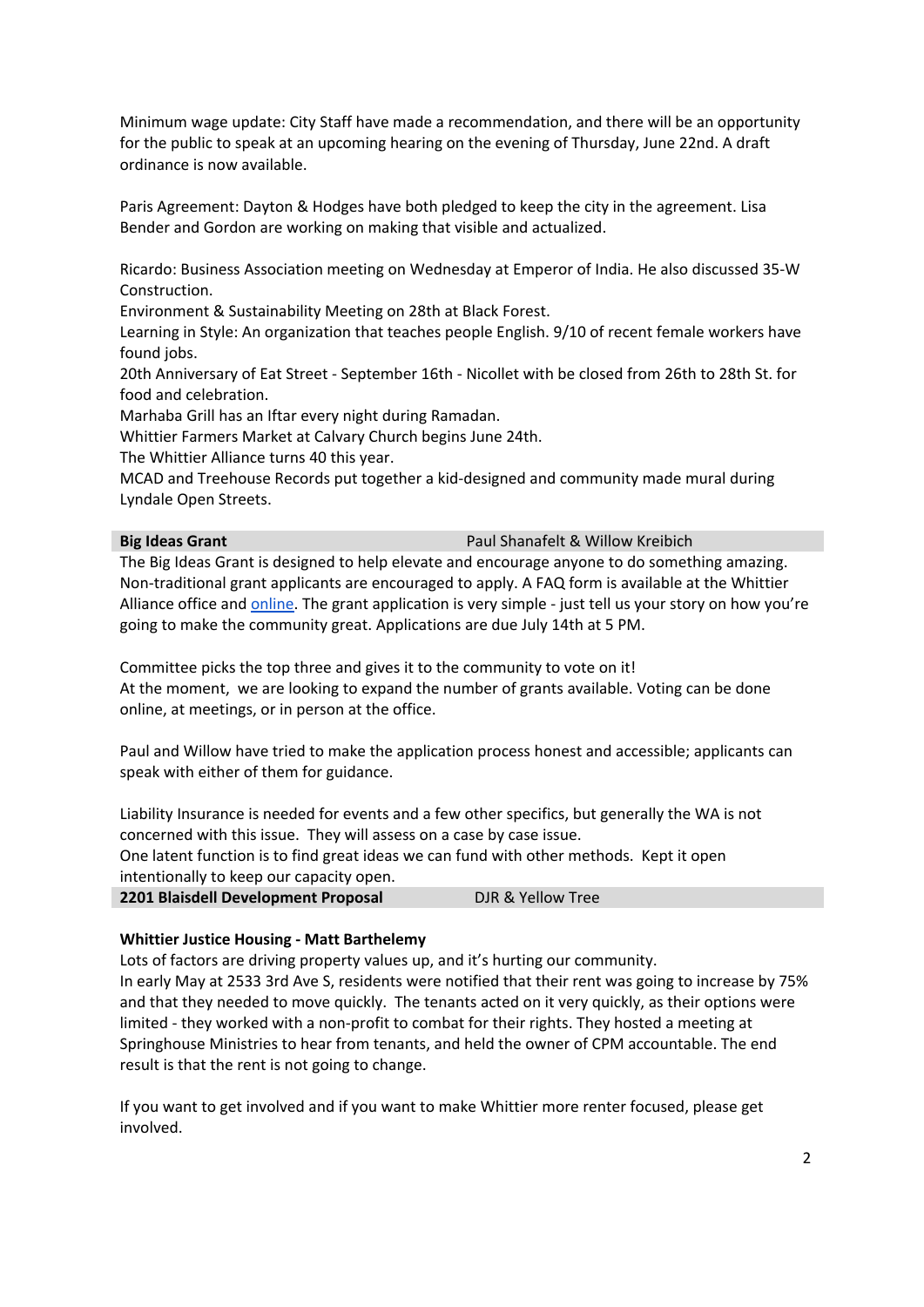Minimum wage update: City Staff have made a recommendation, and there will be an opportunity for the public to speak at an upcoming hearing on the evening of Thursday, June 22nd. A draft ordinance is now available.

Paris Agreement: Dayton & Hodges have both pledged to keep the city in the agreement. Lisa Bender and Gordon are working on making that visible and actualized.

Ricardo: Business Association meeting on Wednesday at Emperor of India. He also discussed 35-W Construction.
Environment & Sustainability Meeting on 28th at Black Forest.
Learning in Style: An organization that teaches people English. 9/10 of recent female workers have found jobs.
20th Anniversary of Eat Street - September 16th - Nicollet with be closed from 26th to 28th St. for food and celebration.
Marhaba Grill has an Iftar every night during Ramadan.
Whittier Farmers Market at Calvary Church begins June 24th.
The Whittier Alliance turns 40 this year.
MCAD and Treehouse Records put together a kid-designed and community made mural during Lyndale Open Streets.

| **Big Ideas Grant** | Paul Shanafelt & Willow Kreibich |
|---|---|

The Big Ideas Grant is designed to help elevate and encourage anyone to do something amazing. Non-traditional grant applicants are encouraged to apply. A FAQ form is available at the Whittier Alliance office and [online](). The grant application is very simple - just tell us your story on how you're going to make the community great. Applications are due July 14th at 5 PM.

Committee picks the top three and gives it to the community to vote on it!
At the moment, we are looking to expand the number of grants available. Voting can be done online, at meetings, or in person at the office.

Paul and Willow have tried to make the application process honest and accessible; applicants can speak with either of them for guidance.

Liability Insurance is needed for events and a few other specifics, but generally the WA is not concerned with this issue. They will assess on a case by case issue.
One latent function is to find great ideas we can fund with other methods. Kept it open intentionally to keep our capacity open.

| **2201 Blaisdell Development Proposal** | DJR & Yellow Tree |
|---|---|

**Whittier Justice Housing - Matt Barthelemy**

Lots of factors are driving property values up, and it's hurting our community.
In early May at 2533 3rd Ave S, residents were notified that their rent was going to increase by 75% and that they needed to move quickly. The tenants acted on it very quickly, as their options were limited - they worked with a non-profit to combat for their rights. They hosted a meeting at Springhouse Ministries to hear from tenants, and held the owner of CPM accountable. The end result is that the rent is not going to change.

If you want to get involved and if you want to make Whittier more renter focused, please get involved.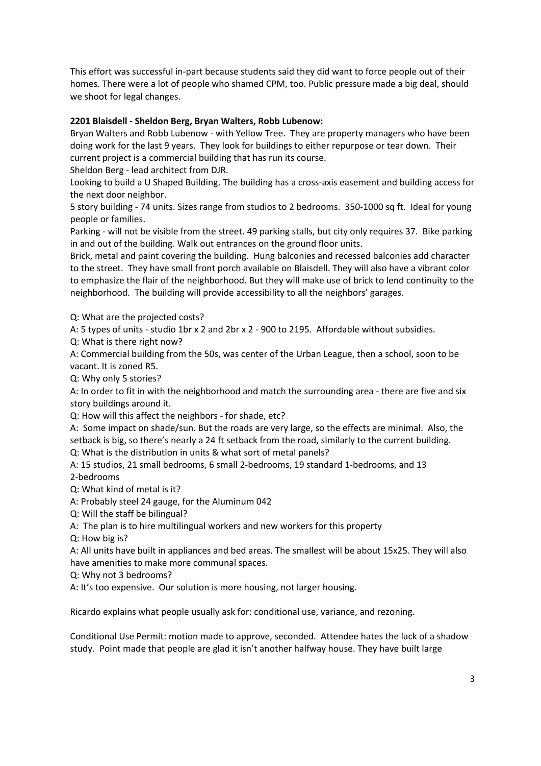This effort was successful in-part because students said they did want to force people out of their homes. There were a lot of people who shamed CPM, too. Public pressure made a big deal, should we shoot for legal changes.

**2201 Blaisdell - Sheldon Berg, Bryan Walters, Robb Lubenow:**

Bryan Walters and Robb Lubenow - with Yellow Tree. They are property managers who have been doing work for the last 9 years. They look for buildings to either repurpose or tear down. Their current project is a commercial building that has run its course.

Sheldon Berg - lead architect from DJR.

Looking to build a U Shaped Building. The building has a cross-axis easement and building access for the next door neighbor.

5 story building - 74 units. Sizes range from studios to 2 bedrooms. 350-1000 sq ft. Ideal for young people or families.

Parking - will not be visible from the street. 49 parking stalls, but city only requires 37. Bike parking in and out of the building. Walk out entrances on the ground floor units.

Brick, metal and paint covering the building. Hung balconies and recessed balconies add character to the street. They have small front porch available on Blaisdell. They will also have a vibrant color to emphasize the flair of the neighborhood. But they will make use of brick to lend continuity to the neighborhood. The building will provide accessibility to all the neighbors' garages.

Q: What are the projected costs?

A: 5 types of units - studio 1br x 2 and 2br x 2 - 900 to 2195. Affordable without subsidies.

Q: What is there right now?

A: Commercial building from the 50s, was center of the Urban League, then a school, soon to be vacant. It is zoned R5.

Q: Why only 5 stories?

A: In order to fit in with the neighborhood and match the surrounding area - there are five and six story buildings around it.

Q: How will this affect the neighbors - for shade, etc?

A: Some impact on shade/sun. But the roads are very large, so the effects are minimal. Also, the setback is big, so there's nearly a 24 ft setback from the road, similarly to the current building.

Q: What is the distribution in units & what sort of metal panels?

A: 15 studios, 21 small bedrooms, 6 small 2-bedrooms, 19 standard 1-bedrooms, and 13 2-bedrooms

Q: What kind of metal is it?

A: Probably steel 24 gauge, for the Aluminum 042

Q: Will the staff be bilingual?

A: The plan is to hire multilingual workers and new workers for this property

Q: How big is?

A: All units have built in appliances and bed areas. The smallest will be about 15x25. They will also have amenities to make more communal spaces.

Q: Why not 3 bedrooms?

A: It's too expensive. Our solution is more housing, not larger housing.

Ricardo explains what people usually ask for: conditional use, variance, and rezoning.

Conditional Use Permit: motion made to approve, seconded. Attendee hates the lack of a shadow study. Point made that people are glad it isn't another halfway house. They have built large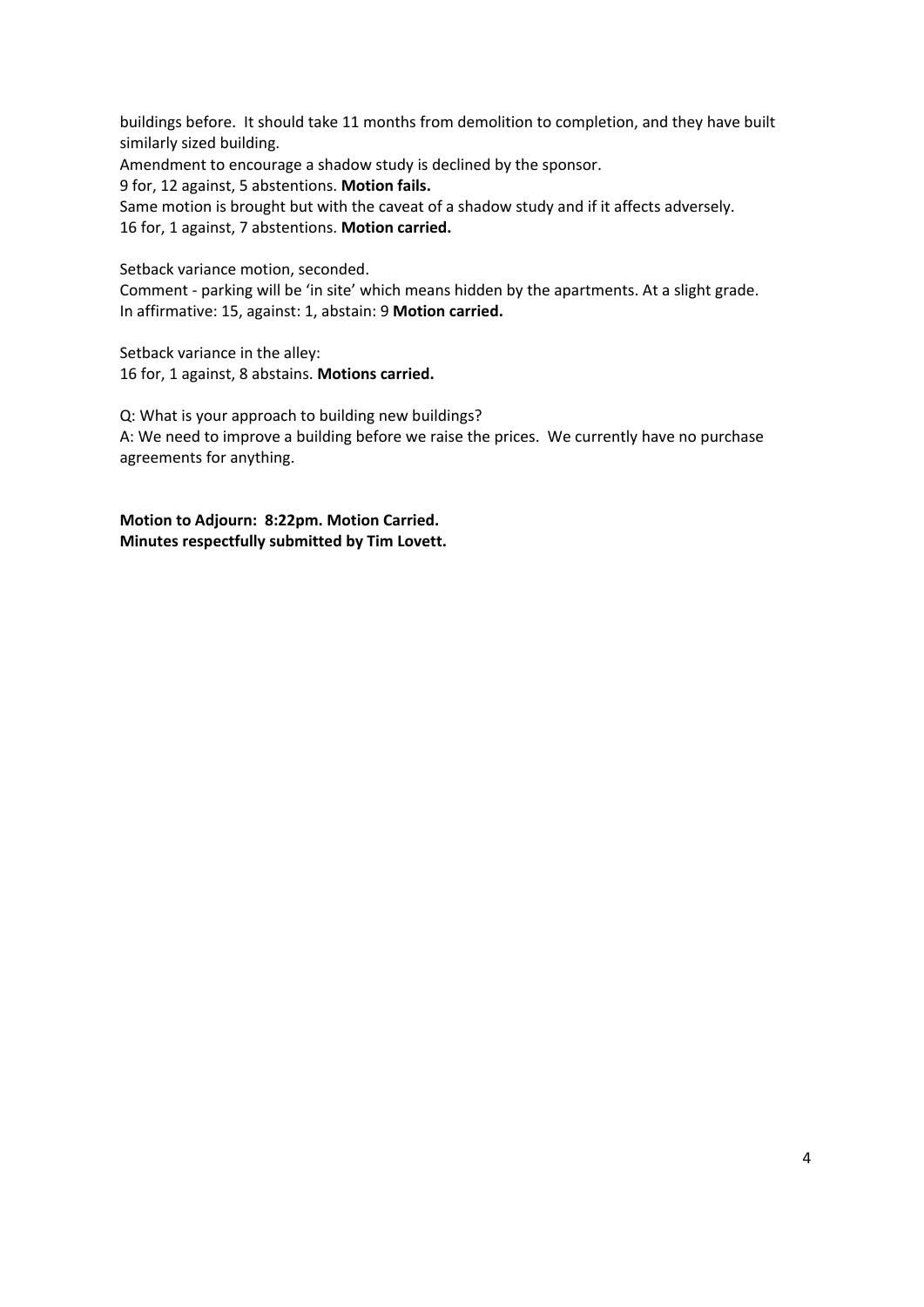buildings before. It should take 11 months from demolition to completion, and they have built similarly sized building.
Amendment to encourage a shadow study is declined by the sponsor.
9 for, 12 against, 5 abstentions. **Motion fails.**
Same motion is brought but with the caveat of a shadow study and if it affects adversely.
16 for, 1 against, 7 abstentions. **Motion carried.**

Setback variance motion, seconded.
Comment - parking will be 'in site' which means hidden by the apartments. At a slight grade.
In affirmative: 15, against: 1, abstain: 9 **Motion carried.**

Setback variance in the alley:
16 for, 1 against, 8 abstains. **Motions carried.**

Q: What is your approach to building new buildings?
A: We need to improve a building before we raise the prices. We currently have no purchase agreements for anything.

**Motion to Adjourn: 8:22pm. Motion Carried.**
**Minutes respectfully submitted by Tim Lovett.**